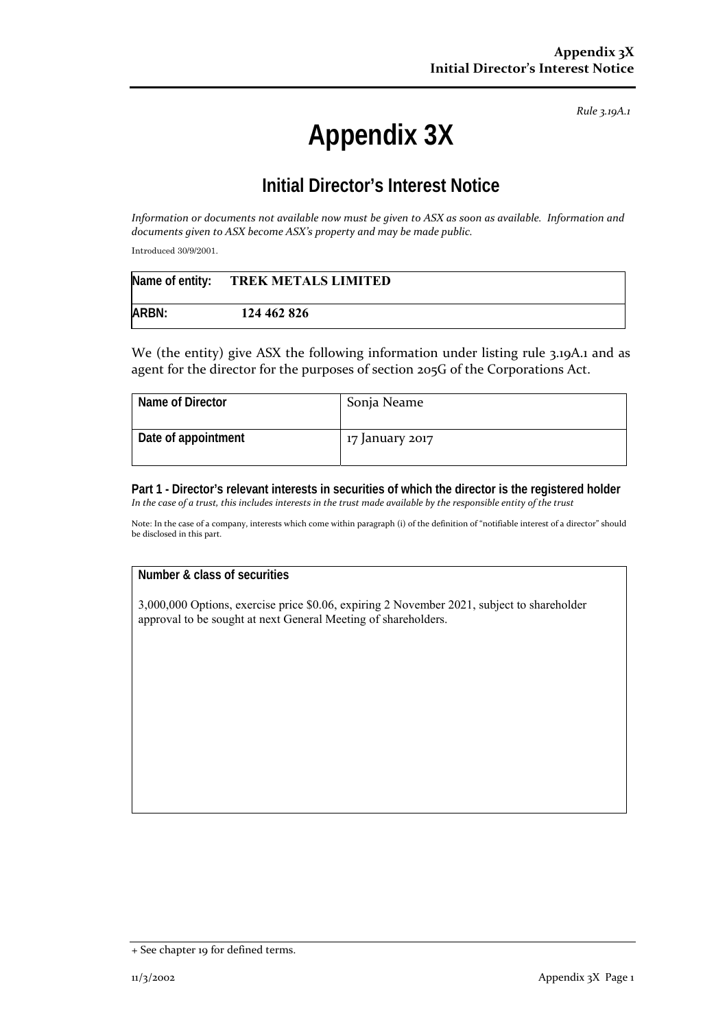*Rule 3.19A.1*

# Appendix 3X

## Initial Director's Interest Notice

*Information or documents not available now must be given to ASX as soon as available. Information and documents given to ASX become ASX's property and may be made public.*

Introduced 30/9/2001.

| Name of entity: | TREK METALS LIMITED |
|---|---|
| ARBN: | 124 462 826 |

We (the entity) give ASX the following information under listing rule 3.19A.1 and as agent for the director for the purposes of section 205G of the Corporations Act.

| Name of Director | Sonja Neame |
|---|---|
| Date of appointment | 17 January 2017 |

**Part 1 - Director's relevant interests in securities of which the director is the registered holder**
*In the case of a trust, this includes interests in the trust made available by the responsible entity of the trust*

Note: In the case of a company, interests which come within paragraph (i) of the definition of "notifiable interest of a director" should be disclosed in this part.

| Number & class of securities |
|---|
| 3,000,000 Options, exercise price \$0.06, expiring 2 November 2021, subject to shareholder approval to be sought at next General Meeting of shareholders. |

+ See chapter 19 for defined terms.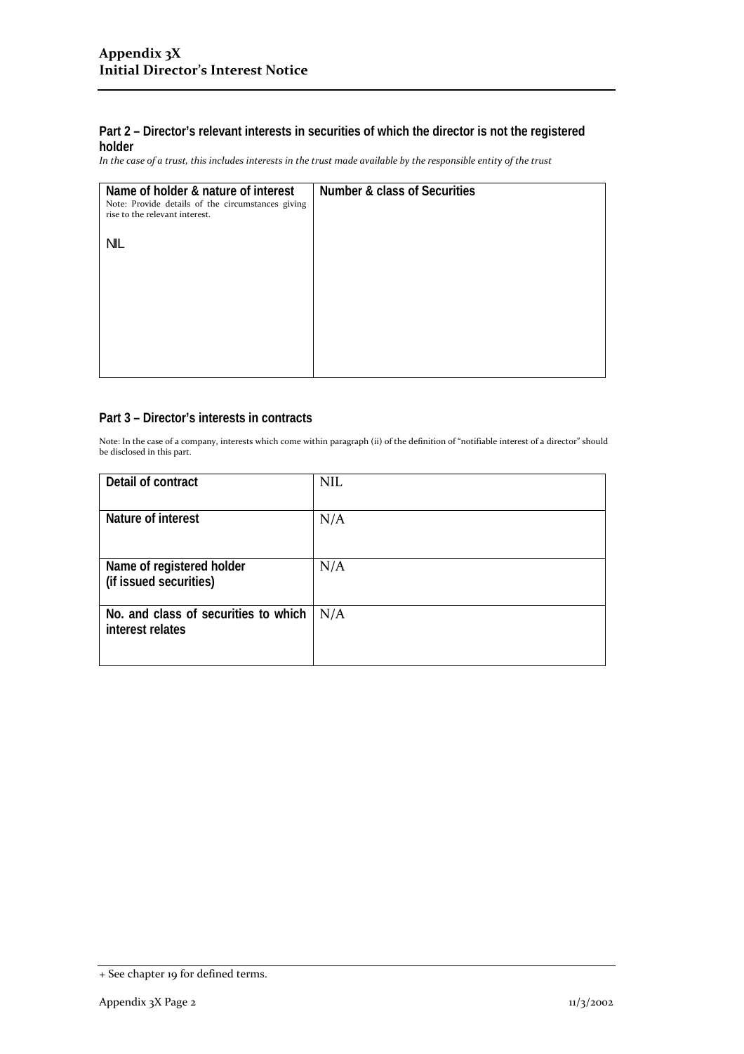## Part 2 – Director's relevant interests in securities of which the director is not the registered holder

*In the case of a trust, this includes interests in the trust made available by the responsible entity of the trust*

| Name of holder & nature of interest<br>Note: Provide details of the circumstances giving rise to the relevant interest. | Number & class of Securities |
|---|---|
| NIL | |

## Part 3 – Director's interests in contracts

Note: In the case of a company, interests which come within paragraph (ii) of the definition of "notifiable interest of a director" should be disclosed in this part.

| | |
|---|---|
| Detail of contract | NIL |
| Nature of interest | N/A |
| Name of registered holder<br>(if issued securities) | N/A |
| No. and class of securities to which interest relates | N/A |

+ See chapter 19 for defined terms.